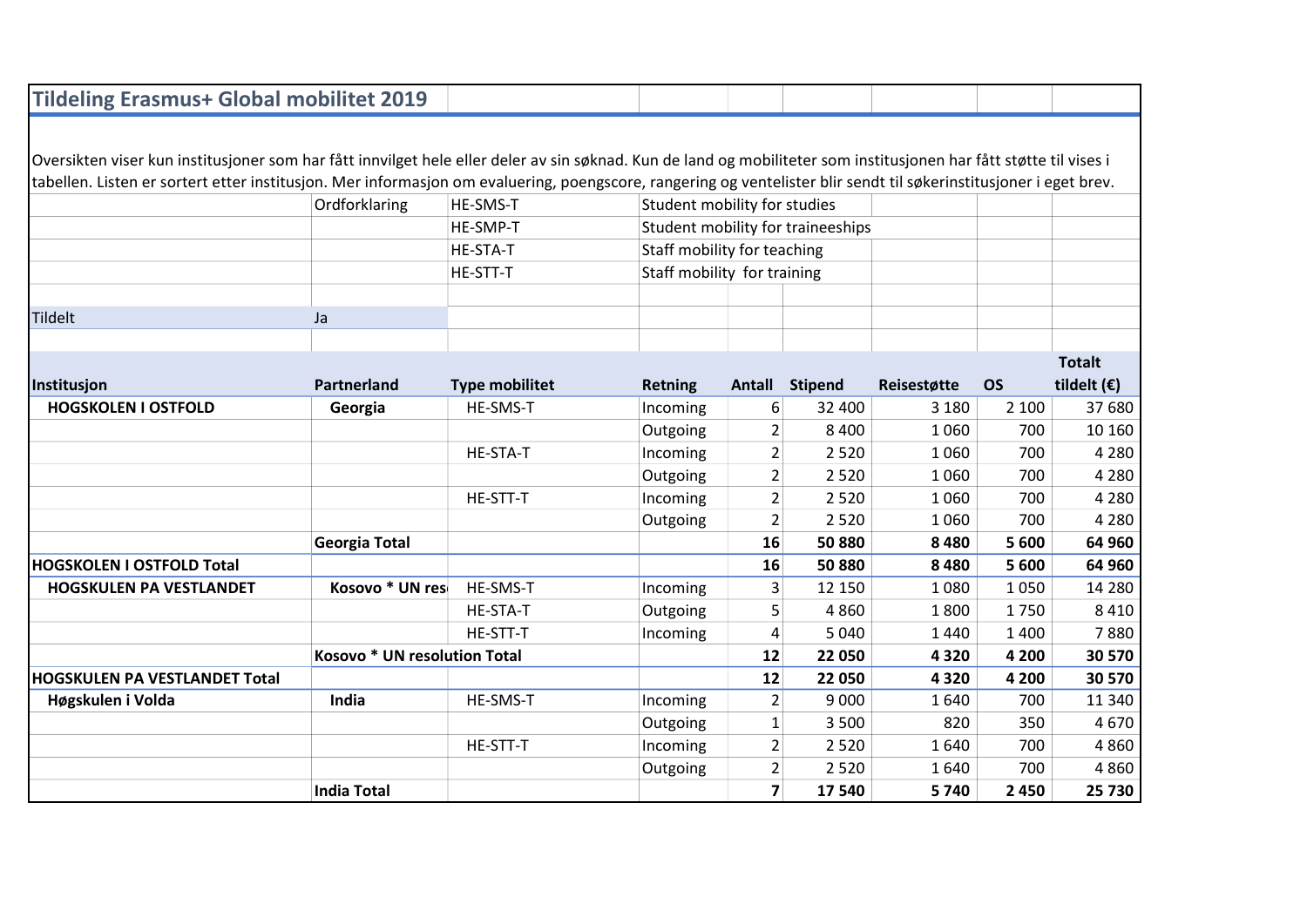# Tildeling Erasmus+ Global mobilitet 2019

Oversikten viser kun institusjoner som har fått innvilget hele eller deler av sin søknad. Kun de land og mobiliteter som institusjonen har fått støtte til vises i tabellen. Listen er sortert etter institusjon. Mer informasjon om evaluering, poengscore, rangering og ventelister blir sendt til søkerinstitusjoner i eget brev.

| | Ordforklaring | | |
|---|---|---|---|
| | | HE-SMS-T | Student mobility for studies |
| | | HE-SMP-T | Student mobility for traineeships |
| | | HE-STA-T | Staff mobility for teaching |
| | | HE-STT-T | Staff mobility for training |

| Tildelt | Ja |
|---|---|

| Institusjon | Partnerland | Type mobilitet | Retning | Antall | Stipend | Reisestøtte | OS | Totalt tildelt (€) |
|---|---|---|---|---|---|---|---|---|
| **HOGSKOLEN I OSTFOLD** | **Georgia** | HE-SMS-T | Incoming | 6 | 32 400 | 3 180 | 2 100 | 37 680 |
| | | | Outgoing | 2 | 8 400 | 1 060 | 700 | 10 160 |
| | | HE-STA-T | Incoming | 2 | 2 520 | 1 060 | 700 | 4 280 |
| | | | Outgoing | 2 | 2 520 | 1 060 | 700 | 4 280 |
| | | HE-STT-T | Incoming | 2 | 2 520 | 1 060 | 700 | 4 280 |
| | | | Outgoing | 2 | 2 520 | 1 060 | 700 | 4 280 |
| | **Georgia Total** | | | **16** | **50 880** | **8 480** | **5 600** | **64 960** |
| **HOGSKOLEN I OSTFOLD Total** | | | | **16** | **50 880** | **8 480** | **5 600** | **64 960** |
| **HOGSKULEN PA VESTLANDET** | **Kosovo * UN res** | HE-SMS-T | Incoming | 3 | 12 150 | 1 080 | 1 050 | 14 280 |
| | | HE-STA-T | Outgoing | 5 | 4 860 | 1 800 | 1 750 | 8 410 |
| | | HE-STT-T | Incoming | 4 | 5 040 | 1 440 | 1 400 | 7 880 |
| | **Kosovo * UN resolution Total** | | | **12** | **22 050** | **4 320** | **4 200** | **30 570** |
| **HOGSKULEN PA VESTLANDET Total** | | | | **12** | **22 050** | **4 320** | **4 200** | **30 570** |
| **Høgskulen i Volda** | **India** | HE-SMS-T | Incoming | 2 | 9 000 | 1 640 | 700 | 11 340 |
| | | | Outgoing | 1 | 3 500 | 820 | 350 | 4 670 |
| | | HE-STT-T | Incoming | 2 | 2 520 | 1 640 | 700 | 4 860 |
| | | | Outgoing | 2 | 2 520 | 1 640 | 700 | 4 860 |
| | **India Total** | | | **7** | **17 540** | **5 740** | **2 450** | **25 730** |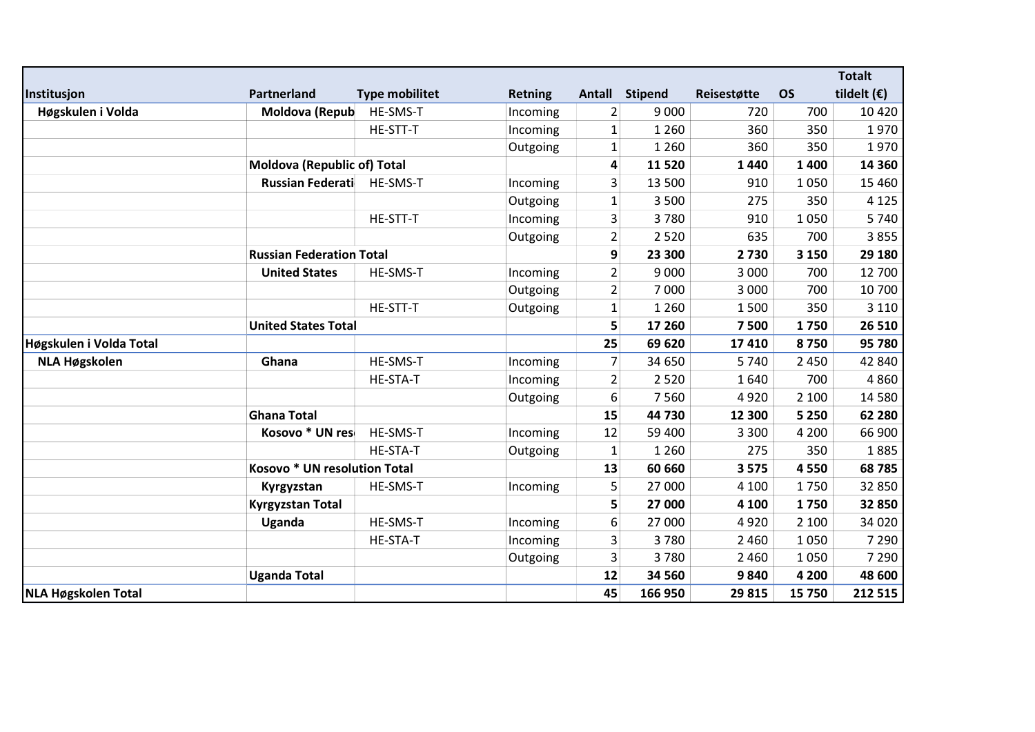| Institusjon | Partnerland | Type mobilitet | Retning | Antall | Stipend | Reisestøtte | OS | Totalt tildelt (€) |
|---|---|---|---|---|---|---|---|---|
| **Høgskulen i Volda** | **Moldova (Repub** | HE-SMS-T | Incoming | 2 | 9 000 | 720 | 700 | 10 420 |
| | | HE-STT-T | Incoming | 1 | 1 260 | 360 | 350 | 1 970 |
| | | | Outgoing | 1 | 1 260 | 360 | 350 | 1 970 |
| | **Moldova (Republic of) Total** | | | **4** | **11 520** | **1 440** | **1 400** | **14 360** |
| | **Russian Federati** | HE-SMS-T | Incoming | 3 | 13 500 | 910 | 1 050 | 15 460 |
| | | | Outgoing | 1 | 3 500 | 275 | 350 | 4 125 |
| | | HE-STT-T | Incoming | 3 | 3 780 | 910 | 1 050 | 5 740 |
| | | | Outgoing | 2 | 2 520 | 635 | 700 | 3 855 |
| | **Russian Federation Total** | | | **9** | **23 300** | **2 730** | **3 150** | **29 180** |
| | **United States** | HE-SMS-T | Incoming | 2 | 9 000 | 3 000 | 700 | 12 700 |
| | | | Outgoing | 2 | 7 000 | 3 000 | 700 | 10 700 |
| | | HE-STT-T | Outgoing | 1 | 1 260 | 1 500 | 350 | 3 110 |
| | **United States Total** | | | **5** | **17 260** | **7 500** | **1 750** | **26 510** |
| **Høgskulen i Volda Total** | | | | **25** | **69 620** | **17 410** | **8 750** | **95 780** |
| **NLA Høgskolen** | **Ghana** | HE-SMS-T | Incoming | 7 | 34 650 | 5 740 | 2 450 | 42 840 |
| | | HE-STA-T | Incoming | 2 | 2 520 | 1 640 | 700 | 4 860 |
| | | | Outgoing | 6 | 7 560 | 4 920 | 2 100 | 14 580 |
| | **Ghana Total** | | | **15** | **44 730** | **12 300** | **5 250** | **62 280** |
| | **Kosovo * UN res** | HE-SMS-T | Incoming | 12 | 59 400 | 3 300 | 4 200 | 66 900 |
| | | HE-STA-T | Outgoing | 1 | 1 260 | 275 | 350 | 1 885 |
| | **Kosovo * UN resolution Total** | | | **13** | **60 660** | **3 575** | **4 550** | **68 785** |
| | **Kyrgyzstan** | HE-SMS-T | Incoming | 5 | 27 000 | 4 100 | 1 750 | 32 850 |
| | **Kyrgyzstan Total** | | | **5** | **27 000** | **4 100** | **1 750** | **32 850** |
| | **Uganda** | HE-SMS-T | Incoming | 6 | 27 000 | 4 920 | 2 100 | 34 020 |
| | | HE-STA-T | Incoming | 3 | 3 780 | 2 460 | 1 050 | 7 290 |
| | | | Outgoing | 3 | 3 780 | 2 460 | 1 050 | 7 290 |
| | **Uganda Total** | | | **12** | **34 560** | **9 840** | **4 200** | **48 600** |
| **NLA Høgskolen Total** | | | | **45** | **166 950** | **29 815** | **15 750** | **212 515** |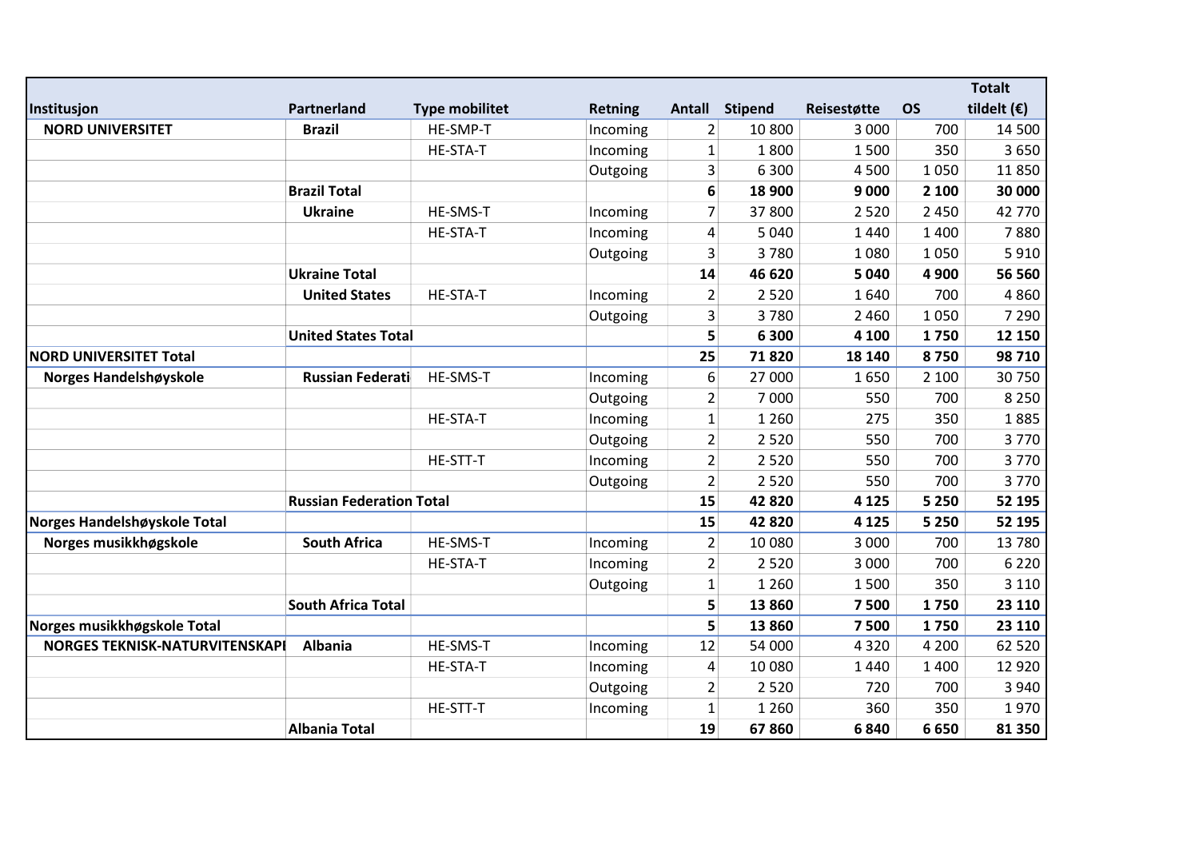| Institusjon | Partnerland | Type mobilitet | Retning | Antall | Stipend | Reisestøtte | OS | Totalt tildelt (€) |
|---|---|---|---|---|---|---|---|---|
| **NORD UNIVERSITET** | **Brazil** | HE-SMP-T | Incoming | 2 | 10 800 | 3 000 | 700 | 14 500 |
| | | HE-STA-T | Incoming | 1 | 1 800 | 1 500 | 350 | 3 650 |
| | | | Outgoing | 3 | 6 300 | 4 500 | 1 050 | 11 850 |
| | **Brazil Total** | | | **6** | **18 900** | **9 000** | **2 100** | **30 000** |
| | **Ukraine** | HE-SMS-T | Incoming | 7 | 37 800 | 2 520 | 2 450 | 42 770 |
| | | HE-STA-T | Incoming | 4 | 5 040 | 1 440 | 1 400 | 7 880 |
| | | | Outgoing | 3 | 3 780 | 1 080 | 1 050 | 5 910 |
| | **Ukraine Total** | | | **14** | **46 620** | **5 040** | **4 900** | **56 560** |
| | **United States** | HE-STA-T | Incoming | 2 | 2 520 | 1 640 | 700 | 4 860 |
| | | | Outgoing | 3 | 3 780 | 2 460 | 1 050 | 7 290 |
| | **United States Total** | | | **5** | **6 300** | **4 100** | **1 750** | **12 150** |
| **NORD UNIVERSITET Total** | | | | **25** | **71 820** | **18 140** | **8 750** | **98 710** |
| **Norges Handelshøyskole** | **Russian Federati** | HE-SMS-T | Incoming | 6 | 27 000 | 1 650 | 2 100 | 30 750 |
| | | | Outgoing | 2 | 7 000 | 550 | 700 | 8 250 |
| | | HE-STA-T | Incoming | 1 | 1 260 | 275 | 350 | 1 885 |
| | | | Outgoing | 2 | 2 520 | 550 | 700 | 3 770 |
| | | HE-STT-T | Incoming | 2 | 2 520 | 550 | 700 | 3 770 |
| | | | Outgoing | 2 | 2 520 | 550 | 700 | 3 770 |
| | **Russian Federation Total** | | | **15** | **42 820** | **4 125** | **5 250** | **52 195** |
| **Norges Handelshøyskole Total** | | | | **15** | **42 820** | **4 125** | **5 250** | **52 195** |
| **Norges musikkhøgskole** | **South Africa** | HE-SMS-T | Incoming | 2 | 10 080 | 3 000 | 700 | 13 780 |
| | | HE-STA-T | Incoming | 2 | 2 520 | 3 000 | 700 | 6 220 |
| | | | Outgoing | 1 | 1 260 | 1 500 | 350 | 3 110 |
| | **South Africa Total** | | | **5** | **13 860** | **7 500** | **1 750** | **23 110** |
| **Norges musikkhøgskole Total** | | | | **5** | **13 860** | **7 500** | **1 750** | **23 110** |
| **NORGES TEKNISK-NATURVITENSKAPI** | **Albania** | HE-SMS-T | Incoming | 12 | 54 000 | 4 320 | 4 200 | 62 520 |
| | | HE-STA-T | Incoming | 4 | 10 080 | 1 440 | 1 400 | 12 920 |
| | | | Outgoing | 2 | 2 520 | 720 | 700 | 3 940 |
| | | HE-STT-T | Incoming | 1 | 1 260 | 360 | 350 | 1 970 |
| | **Albania Total** | | | **19** | **67 860** | **6 840** | **6 650** | **81 350** |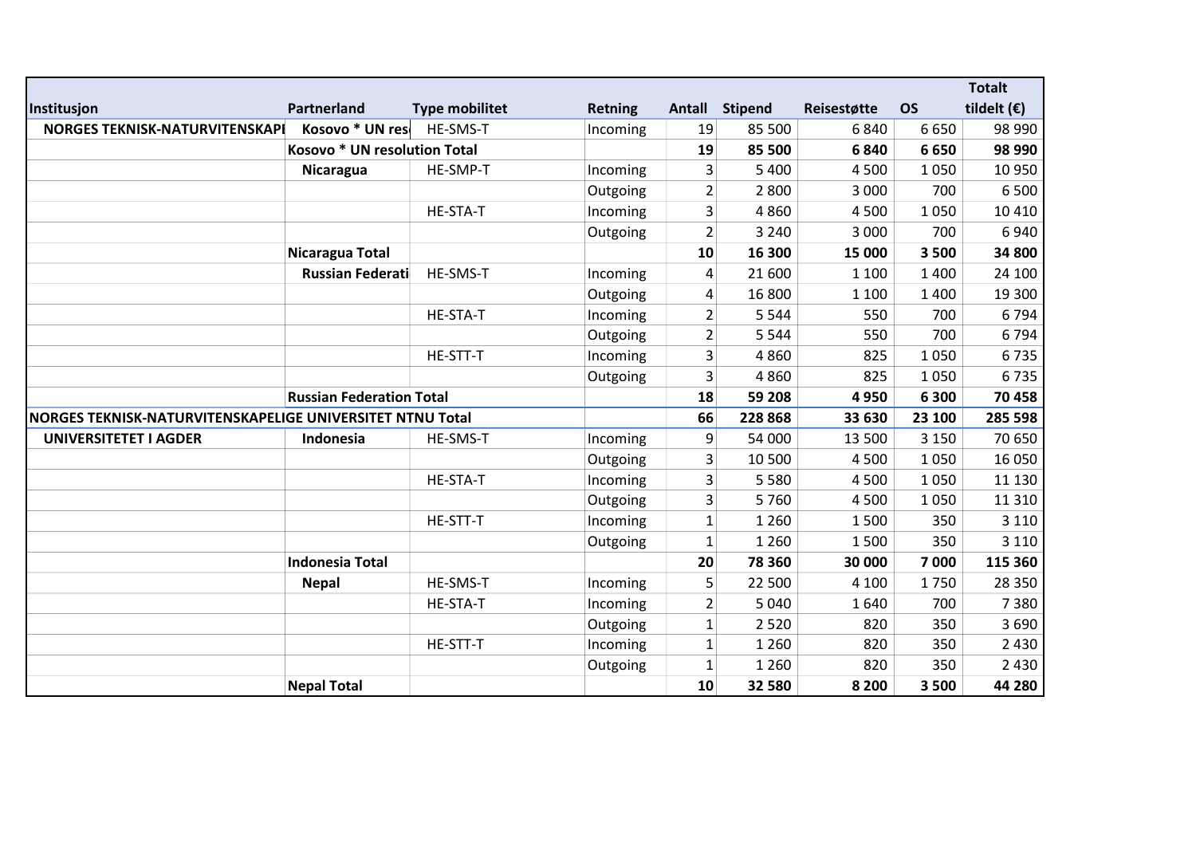| Institusjon | Partnerland | Type mobilitet | Retning | Antall | Stipend | Reisestøtte | OS | Totalt tildelt (€) |
|---|---|---|---|---|---|---|---|---|
| **NORGES TEKNISK-NATURVITENSKAPI** | **Kosovo * UN res** | HE-SMS-T | Incoming | 19 | 85 500 | 6 840 | 6 650 | 98 990 |
| | **Kosovo * UN resolution Total** | | | **19** | **85 500** | **6 840** | **6 650** | **98 990** |
| | **Nicaragua** | HE-SMP-T | Incoming | 3 | 5 400 | 4 500 | 1 050 | 10 950 |
| | | | Outgoing | 2 | 2 800 | 3 000 | 700 | 6 500 |
| | | HE-STA-T | Incoming | 3 | 4 860 | 4 500 | 1 050 | 10 410 |
| | | | Outgoing | 2 | 3 240 | 3 000 | 700 | 6 940 |
| | **Nicaragua Total** | | | **10** | **16 300** | **15 000** | **3 500** | **34 800** |
| | **Russian Federati** | HE-SMS-T | Incoming | 4 | 21 600 | 1 100 | 1 400 | 24 100 |
| | | | Outgoing | 4 | 16 800 | 1 100 | 1 400 | 19 300 |
| | | HE-STA-T | Incoming | 2 | 5 544 | 550 | 700 | 6 794 |
| | | | Outgoing | 2 | 5 544 | 550 | 700 | 6 794 |
| | | HE-STT-T | Incoming | 3 | 4 860 | 825 | 1 050 | 6 735 |
| | | | Outgoing | 3 | 4 860 | 825 | 1 050 | 6 735 |
| | **Russian Federation Total** | | | **18** | **59 208** | **4 950** | **6 300** | **70 458** |
| **NORGES TEKNISK-NATURVITENSKAPELIGE UNIVERSITET NTNU Total** | | | | **66** | **228 868** | **33 630** | **23 100** | **285 598** |
| **UNIVERSITETET I AGDER** | **Indonesia** | HE-SMS-T | Incoming | 9 | 54 000 | 13 500 | 3 150 | 70 650 |
| | | | Outgoing | 3 | 10 500 | 4 500 | 1 050 | 16 050 |
| | | HE-STA-T | Incoming | 3 | 5 580 | 4 500 | 1 050 | 11 130 |
| | | | Outgoing | 3 | 5 760 | 4 500 | 1 050 | 11 310 |
| | | HE-STT-T | Incoming | 1 | 1 260 | 1 500 | 350 | 3 110 |
| | | | Outgoing | 1 | 1 260 | 1 500 | 350 | 3 110 |
| | **Indonesia Total** | | | **20** | **78 360** | **30 000** | **7 000** | **115 360** |
| | **Nepal** | HE-SMS-T | Incoming | 5 | 22 500 | 4 100 | 1 750 | 28 350 |
| | | HE-STA-T | Incoming | 2 | 5 040 | 1 640 | 700 | 7 380 |
| | | | Outgoing | 1 | 2 520 | 820 | 350 | 3 690 |
| | | HE-STT-T | Incoming | 1 | 1 260 | 820 | 350 | 2 430 |
| | | | Outgoing | 1 | 1 260 | 820 | 350 | 2 430 |
| | **Nepal Total** | | | **10** | **32 580** | **8 200** | **3 500** | **44 280** |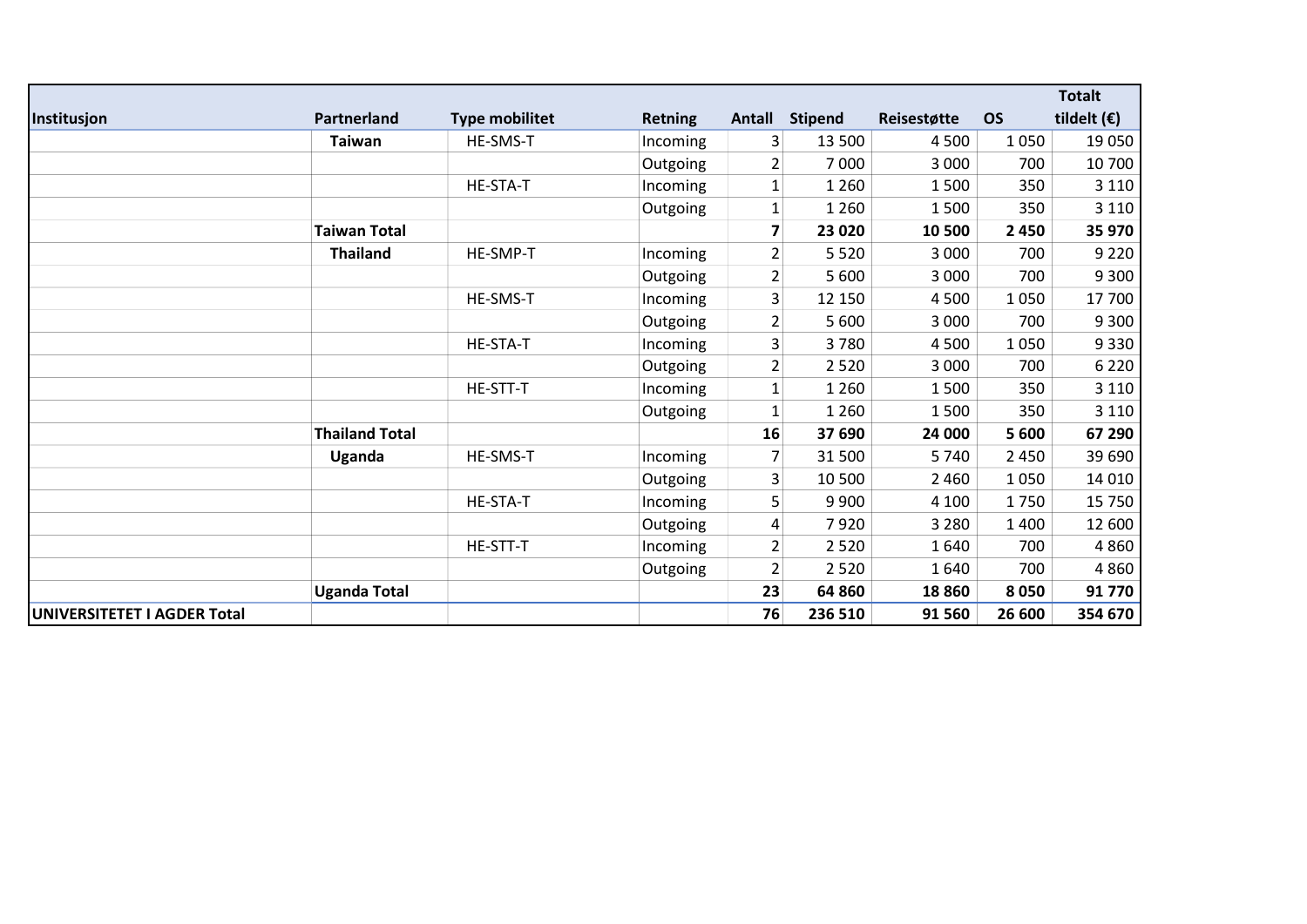| Institusjon | Partnerland | Type mobilitet | Retning | Antall | Stipend | Reisestøtte | OS | Totalt tildelt (€) |
|---|---|---|---|---|---|---|---|---|
| | **Taiwan** | HE-SMS-T | Incoming | 3 | 13 500 | 4 500 | 1 050 | 19 050 |
| | | | Outgoing | 2 | 7 000 | 3 000 | 700 | 10 700 |
| | | HE-STA-T | Incoming | 1 | 1 260 | 1 500 | 350 | 3 110 |
| | | | Outgoing | 1 | 1 260 | 1 500 | 350 | 3 110 |
| | **Taiwan Total** | | | **7** | **23 020** | **10 500** | **2 450** | **35 970** |
| | **Thailand** | HE-SMP-T | Incoming | 2 | 5 520 | 3 000 | 700 | 9 220 |
| | | | Outgoing | 2 | 5 600 | 3 000 | 700 | 9 300 |
| | | HE-SMS-T | Incoming | 3 | 12 150 | 4 500 | 1 050 | 17 700 |
| | | | Outgoing | 2 | 5 600 | 3 000 | 700 | 9 300 |
| | | HE-STA-T | Incoming | 3 | 3 780 | 4 500 | 1 050 | 9 330 |
| | | | Outgoing | 2 | 2 520 | 3 000 | 700 | 6 220 |
| | | HE-STT-T | Incoming | 1 | 1 260 | 1 500 | 350 | 3 110 |
| | | | Outgoing | 1 | 1 260 | 1 500 | 350 | 3 110 |
| | **Thailand Total** | | | **16** | **37 690** | **24 000** | **5 600** | **67 290** |
| | **Uganda** | HE-SMS-T | Incoming | 7 | 31 500 | 5 740 | 2 450 | 39 690 |
| | | | Outgoing | 3 | 10 500 | 2 460 | 1 050 | 14 010 |
| | | HE-STA-T | Incoming | 5 | 9 900 | 4 100 | 1 750 | 15 750 |
| | | | Outgoing | 4 | 7 920 | 3 280 | 1 400 | 12 600 |
| | | HE-STT-T | Incoming | 2 | 2 520 | 1 640 | 700 | 4 860 |
| | | | Outgoing | 2 | 2 520 | 1 640 | 700 | 4 860 |
| | **Uganda Total** | | | **23** | **64 860** | **18 860** | **8 050** | **91 770** |
| **UNIVERSITETET I AGDER Total** | | | | **76** | **236 510** | **91 560** | **26 600** | **354 670** |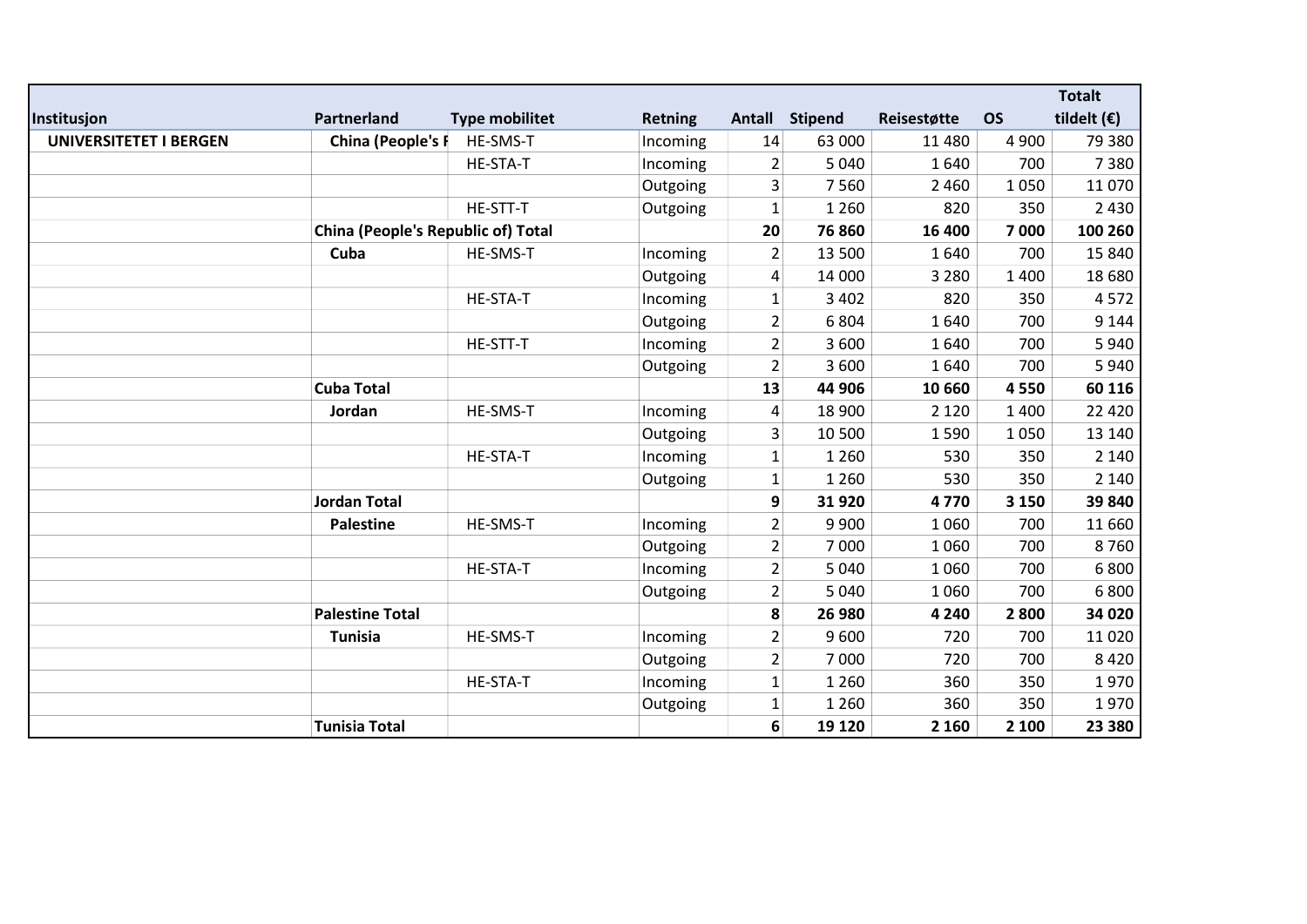| Institusjon | Partnerland | Type mobilitet | Retning | Antall | Stipend | Reisestøtte | OS | Totalt tildelt (€) |
|---|---|---|---|---|---|---|---|---|
| **UNIVERSITETET I BERGEN** | **China (People's R** | HE-SMS-T | Incoming | 14 | 63 000 | 11 480 | 4 900 | 79 380 |
| | | HE-STA-T | Incoming | 2 | 5 040 | 1 640 | 700 | 7 380 |
| | | | Outgoing | 3 | 7 560 | 2 460 | 1 050 | 11 070 |
| | | HE-STT-T | Outgoing | 1 | 1 260 | 820 | 350 | 2 430 |
| | **China (People's Republic of) Total** | | | **20** | **76 860** | **16 400** | **7 000** | **100 260** |
| | **Cuba** | HE-SMS-T | Incoming | 2 | 13 500 | 1 640 | 700 | 15 840 |
| | | | Outgoing | 4 | 14 000 | 3 280 | 1 400 | 18 680 |
| | | HE-STA-T | Incoming | 1 | 3 402 | 820 | 350 | 4 572 |
| | | | Outgoing | 2 | 6 804 | 1 640 | 700 | 9 144 |
| | | HE-STT-T | Incoming | 2 | 3 600 | 1 640 | 700 | 5 940 |
| | | | Outgoing | 2 | 3 600 | 1 640 | 700 | 5 940 |
| | **Cuba Total** | | | **13** | **44 906** | **10 660** | **4 550** | **60 116** |
| | **Jordan** | HE-SMS-T | Incoming | 4 | 18 900 | 2 120 | 1 400 | 22 420 |
| | | | Outgoing | 3 | 10 500 | 1 590 | 1 050 | 13 140 |
| | | HE-STA-T | Incoming | 1 | 1 260 | 530 | 350 | 2 140 |
| | | | Outgoing | 1 | 1 260 | 530 | 350 | 2 140 |
| | **Jordan Total** | | | **9** | **31 920** | **4 770** | **3 150** | **39 840** |
| | **Palestine** | HE-SMS-T | Incoming | 2 | 9 900 | 1 060 | 700 | 11 660 |
| | | | Outgoing | 2 | 7 000 | 1 060 | 700 | 8 760 |
| | | HE-STA-T | Incoming | 2 | 5 040 | 1 060 | 700 | 6 800 |
| | | | Outgoing | 2 | 5 040 | 1 060 | 700 | 6 800 |
| | **Palestine Total** | | | **8** | **26 980** | **4 240** | **2 800** | **34 020** |
| | **Tunisia** | HE-SMS-T | Incoming | 2 | 9 600 | 720 | 700 | 11 020 |
| | | | Outgoing | 2 | 7 000 | 720 | 700 | 8 420 |
| | | HE-STA-T | Incoming | 1 | 1 260 | 360 | 350 | 1 970 |
| | | | Outgoing | 1 | 1 260 | 360 | 350 | 1 970 |
| | **Tunisia Total** | | | **6** | **19 120** | **2 160** | **2 100** | **23 380** |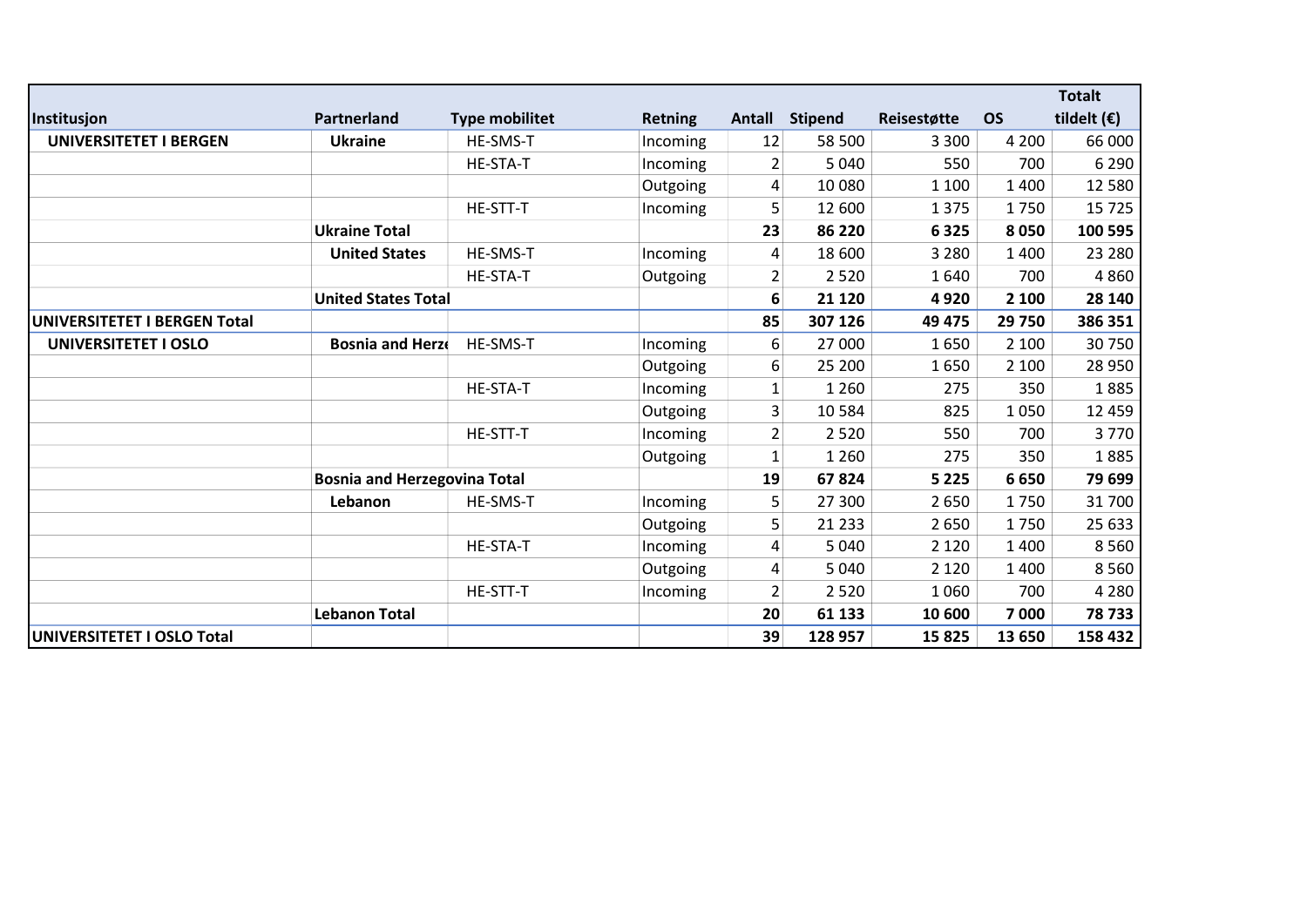| Institusjon | Partnerland | Type mobilitet | Retning | Antall | Stipend | Reisestøtte | OS | Totalt tildelt (€) |
|---|---|---|---|---|---|---|---|---|
| **UNIVERSITETET I BERGEN** | **Ukraine** | HE-SMS-T | Incoming | 12 | 58 500 | 3 300 | 4 200 | 66 000 |
| | | HE-STA-T | Incoming | 2 | 5 040 | 550 | 700 | 6 290 |
| | | | Outgoing | 4 | 10 080 | 1 100 | 1 400 | 12 580 |
| | | HE-STT-T | Incoming | 5 | 12 600 | 1 375 | 1 750 | 15 725 |
| | **Ukraine Total** | | | **23** | **86 220** | **6 325** | **8 050** | **100 595** |
| | **United States** | HE-SMS-T | Incoming | 4 | 18 600 | 3 280 | 1 400 | 23 280 |
| | | HE-STA-T | Outgoing | 2 | 2 520 | 1 640 | 700 | 4 860 |
| | **United States Total** | | | **6** | **21 120** | **4 920** | **2 100** | **28 140** |
| **UNIVERSITETET I BERGEN Total** | | | | **85** | **307 126** | **49 475** | **29 750** | **386 351** |
| **UNIVERSITETET I OSLO** | **Bosnia and Herze** | HE-SMS-T | Incoming | 6 | 27 000 | 1 650 | 2 100 | 30 750 |
| | | | Outgoing | 6 | 25 200 | 1 650 | 2 100 | 28 950 |
| | | HE-STA-T | Incoming | 1 | 1 260 | 275 | 350 | 1 885 |
| | | | Outgoing | 3 | 10 584 | 825 | 1 050 | 12 459 |
| | | HE-STT-T | Incoming | 2 | 2 520 | 550 | 700 | 3 770 |
| | | | Outgoing | 1 | 1 260 | 275 | 350 | 1 885 |
| | **Bosnia and Herzegovina Total** | | | **19** | **67 824** | **5 225** | **6 650** | **79 699** |
| | **Lebanon** | HE-SMS-T | Incoming | 5 | 27 300 | 2 650 | 1 750 | 31 700 |
| | | | Outgoing | 5 | 21 233 | 2 650 | 1 750 | 25 633 |
| | | HE-STA-T | Incoming | 4 | 5 040 | 2 120 | 1 400 | 8 560 |
| | | | Outgoing | 4 | 5 040 | 2 120 | 1 400 | 8 560 |
| | | HE-STT-T | Incoming | 2 | 2 520 | 1 060 | 700 | 4 280 |
| | **Lebanon Total** | | | **20** | **61 133** | **10 600** | **7 000** | **78 733** |
| **UNIVERSITETET I OSLO Total** | | | | **39** | **128 957** | **15 825** | **13 650** | **158 432** |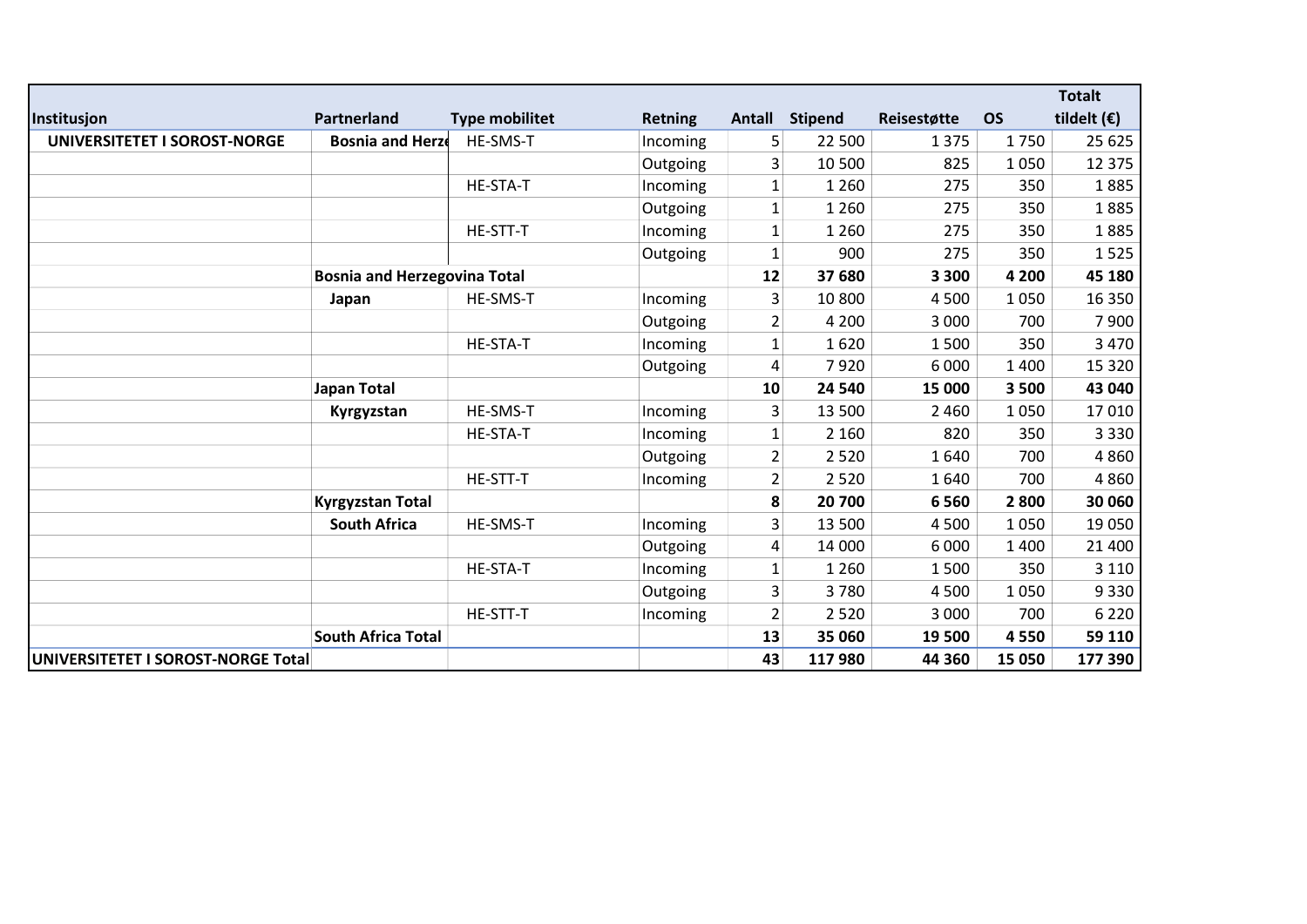| Institusjon | Partnerland | Type mobilitet | Retning | Antall | Stipend | Reisestøtte | OS | Totalt tildelt (€) |
|---|---|---|---|---|---|---|---|---|
| **UNIVERSITETET I SOROST-NORGE** | **Bosnia and Herze** | HE-SMS-T | Incoming | 5 | 22 500 | 1 375 | 1 750 | 25 625 |
| | | | Outgoing | 3 | 10 500 | 825 | 1 050 | 12 375 |
| | | HE-STA-T | Incoming | 1 | 1 260 | 275 | 350 | 1 885 |
| | | | Outgoing | 1 | 1 260 | 275 | 350 | 1 885 |
| | | HE-STT-T | Incoming | 1 | 1 260 | 275 | 350 | 1 885 |
| | | | Outgoing | 1 | 900 | 275 | 350 | 1 525 |
| | **Bosnia and Herzegovina Total** | | | **12** | **37 680** | **3 300** | **4 200** | **45 180** |
| | **Japan** | HE-SMS-T | Incoming | 3 | 10 800 | 4 500 | 1 050 | 16 350 |
| | | | Outgoing | 2 | 4 200 | 3 000 | 700 | 7 900 |
| | | HE-STA-T | Incoming | 1 | 1 620 | 1 500 | 350 | 3 470 |
| | | | Outgoing | 4 | 7 920 | 6 000 | 1 400 | 15 320 |
| | **Japan Total** | | | **10** | **24 540** | **15 000** | **3 500** | **43 040** |
| | **Kyrgyzstan** | HE-SMS-T | Incoming | 3 | 13 500 | 2 460 | 1 050 | 17 010 |
| | | HE-STA-T | Incoming | 1 | 2 160 | 820 | 350 | 3 330 |
| | | | Outgoing | 2 | 2 520 | 1 640 | 700 | 4 860 |
| | | HE-STT-T | Incoming | 2 | 2 520 | 1 640 | 700 | 4 860 |
| | **Kyrgyzstan Total** | | | **8** | **20 700** | **6 560** | **2 800** | **30 060** |
| | **South Africa** | HE-SMS-T | Incoming | 3 | 13 500 | 4 500 | 1 050 | 19 050 |
| | | | Outgoing | 4 | 14 000 | 6 000 | 1 400 | 21 400 |
| | | HE-STA-T | Incoming | 1 | 1 260 | 1 500 | 350 | 3 110 |
| | | | Outgoing | 3 | 3 780 | 4 500 | 1 050 | 9 330 |
| | | HE-STT-T | Incoming | 2 | 2 520 | 3 000 | 700 | 6 220 |
| | **South Africa Total** | | | **13** | **35 060** | **19 500** | **4 550** | **59 110** |
| **UNIVERSITETET I SOROST-NORGE Total** | | | | **43** | **117 980** | **44 360** | **15 050** | **177 390** |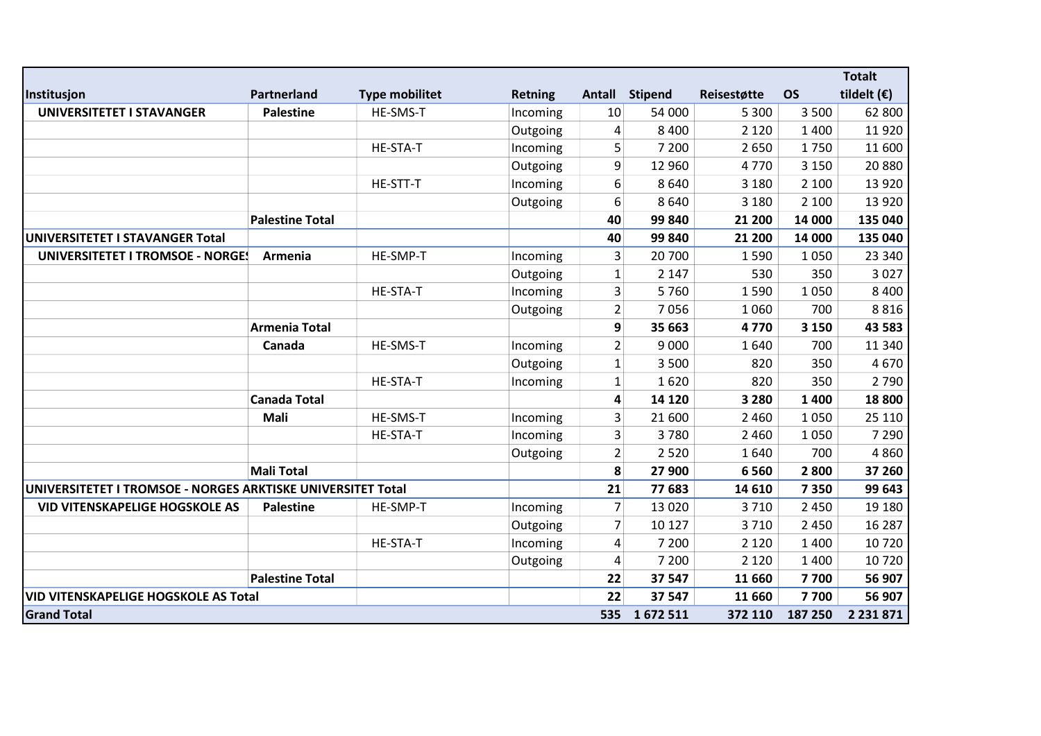| Institusjon | Partnerland | Type mobilitet | Retning | Antall | Stipend | Reisestøtte | OS | Totalt tildelt (€) |
|---|---|---|---|---|---|---|---|---|
| **UNIVERSITETET I STAVANGER** | **Palestine** | HE-SMS-T | Incoming | 10 | 54 000 | 5 300 | 3 500 | 62 800 |
| | | | Outgoing | 4 | 8 400 | 2 120 | 1 400 | 11 920 |
| | | HE-STA-T | Incoming | 5 | 7 200 | 2 650 | 1 750 | 11 600 |
| | | | Outgoing | 9 | 12 960 | 4 770 | 3 150 | 20 880 |
| | | HE-STT-T | Incoming | 6 | 8 640 | 3 180 | 2 100 | 13 920 |
| | | | Outgoing | 6 | 8 640 | 3 180 | 2 100 | 13 920 |
| | **Palestine Total** | | | **40** | **99 840** | **21 200** | **14 000** | **135 040** |
| **UNIVERSITETET I STAVANGER Total** | | | | **40** | **99 840** | **21 200** | **14 000** | **135 040** |
| **UNIVERSITETET I TROMSOE - NORGES** | **Armenia** | HE-SMP-T | Incoming | 3 | 20 700 | 1 590 | 1 050 | 23 340 |
| | | | Outgoing | 1 | 2 147 | 530 | 350 | 3 027 |
| | | HE-STA-T | Incoming | 3 | 5 760 | 1 590 | 1 050 | 8 400 |
| | | | Outgoing | 2 | 7 056 | 1 060 | 700 | 8 816 |
| | **Armenia Total** | | | **9** | **35 663** | **4 770** | **3 150** | **43 583** |
| | **Canada** | HE-SMS-T | Incoming | 2 | 9 000 | 1 640 | 700 | 11 340 |
| | | | Outgoing | 1 | 3 500 | 820 | 350 | 4 670 |
| | | HE-STA-T | Incoming | 1 | 1 620 | 820 | 350 | 2 790 |
| | **Canada Total** | | | **4** | **14 120** | **3 280** | **1 400** | **18 800** |
| | **Mali** | HE-SMS-T | Incoming | 3 | 21 600 | 2 460 | 1 050 | 25 110 |
| | | HE-STA-T | Incoming | 3 | 3 780 | 2 460 | 1 050 | 7 290 |
| | | | Outgoing | 2 | 2 520 | 1 640 | 700 | 4 860 |
| | **Mali Total** | | | **8** | **27 900** | **6 560** | **2 800** | **37 260** |
| **UNIVERSITETET I TROMSOE - NORGES ARKTISKE UNIVERSITET Total** | | | | **21** | **77 683** | **14 610** | **7 350** | **99 643** |
| **VID VITENSKAPELIGE HOGSKOLE AS** | **Palestine** | HE-SMP-T | Incoming | 7 | 13 020 | 3 710 | 2 450 | 19 180 |
| | | | Outgoing | 7 | 10 127 | 3 710 | 2 450 | 16 287 |
| | | HE-STA-T | Incoming | 4 | 7 200 | 2 120 | 1 400 | 10 720 |
| | | | Outgoing | 4 | 7 200 | 2 120 | 1 400 | 10 720 |
| | **Palestine Total** | | | **22** | **37 547** | **11 660** | **7 700** | **56 907** |
| **VID VITENSKAPELIGE HOGSKOLE AS Total** | | | | **22** | **37 547** | **11 660** | **7 700** | **56 907** |
| **Grand Total** | | | | **535** | **1 672 511** | **372 110** | **187 250** | **2 231 871** |